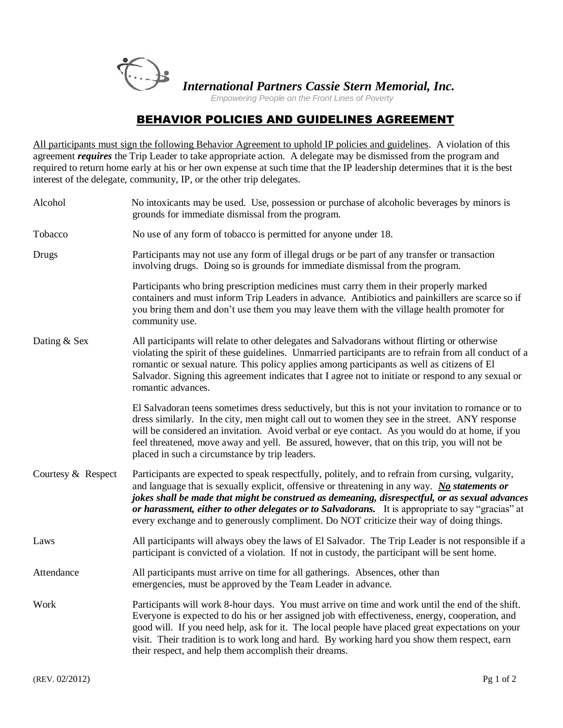***International Partners Cassie Stern Memorial, Inc.***

*Empowering People on the Front Lines of Poverty*

# BEHAVIOR POLICIES AND GUIDELINES AGREEMENT

<u>All participants must sign the following Behavior Agreement to uphold IP policies and guidelines</u>. A violation of this agreement ***requires*** the Trip Leader to take appropriate action. A delegate may be dismissed from the program and required to return home early at his or her own expense at such time that the IP leadership determines that it is the best interest of the delegate, community, IP, or the other trip delegates.

**Alcohol**

No intoxicants may be used. Use, possession or purchase of alcoholic beverages by minors is grounds for immediate dismissal from the program.

**Tobacco**

No use of any form of tobacco is permitted for anyone under 18.

**Drugs**

Participants may not use any form of illegal drugs or be part of any transfer or transaction involving drugs. Doing so is grounds for immediate dismissal from the program.

Participants who bring prescription medicines must carry them in their properly marked containers and must inform Trip Leaders in advance. Antibiotics and painkillers are scarce so if you bring them and don't use them you may leave them with the village health promoter for community use.

**Dating & Sex**

All participants will relate to other delegates and Salvadorans without flirting or otherwise violating the spirit of these guidelines. Unmarried participants are to refrain from all conduct of a romantic or sexual nature. This policy applies among participants as well as citizens of El Salvador. Signing this agreement indicates that I agree not to initiate or respond to any sexual or romantic advances.

El Salvadoran teens sometimes dress seductively, but this is not your invitation to romance or to dress similarly. In the city, men might call out to women they see in the street. ANY response will be considered an invitation. Avoid verbal or eye contact. As you would do at home, if you feel threatened, move away and yell. Be assured, however, that on this trip, you will not be placed in such a circumstance by trip leaders.

**Courtesy & Respect**

Participants are expected to speak respectfully, politely, and to refrain from cursing, vulgarity, and language that is sexually explicit, offensive or threatening in any way. ***<u>No</u> statements or jokes shall be made that might be construed as demeaning, disrespectful, or as sexual advances or harassment, either to other delegates or to Salvadorans.*** It is appropriate to say "gracias" at every exchange and to generously compliment. Do NOT criticize their way of doing things.

**Laws**

All participants will always obey the laws of El Salvador. The Trip Leader is not responsible if a participant is convicted of a violation. If not in custody, the participant will be sent home.

**Attendance**

All participants must arrive on time for all gatherings. Absences, other than emergencies, must be approved by the Team Leader in advance.

**Work**

Participants will work 8-hour days. You must arrive on time and work until the end of the shift. Everyone is expected to do his or her assigned job with effectiveness, energy, cooperation, and good will. If you need help, ask for it. The local people have placed great expectations on your visit. Their tradition is to work long and hard. By working hard you show them respect, earn their respect, and help them accomplish their dreams.

(REV. 02/2012)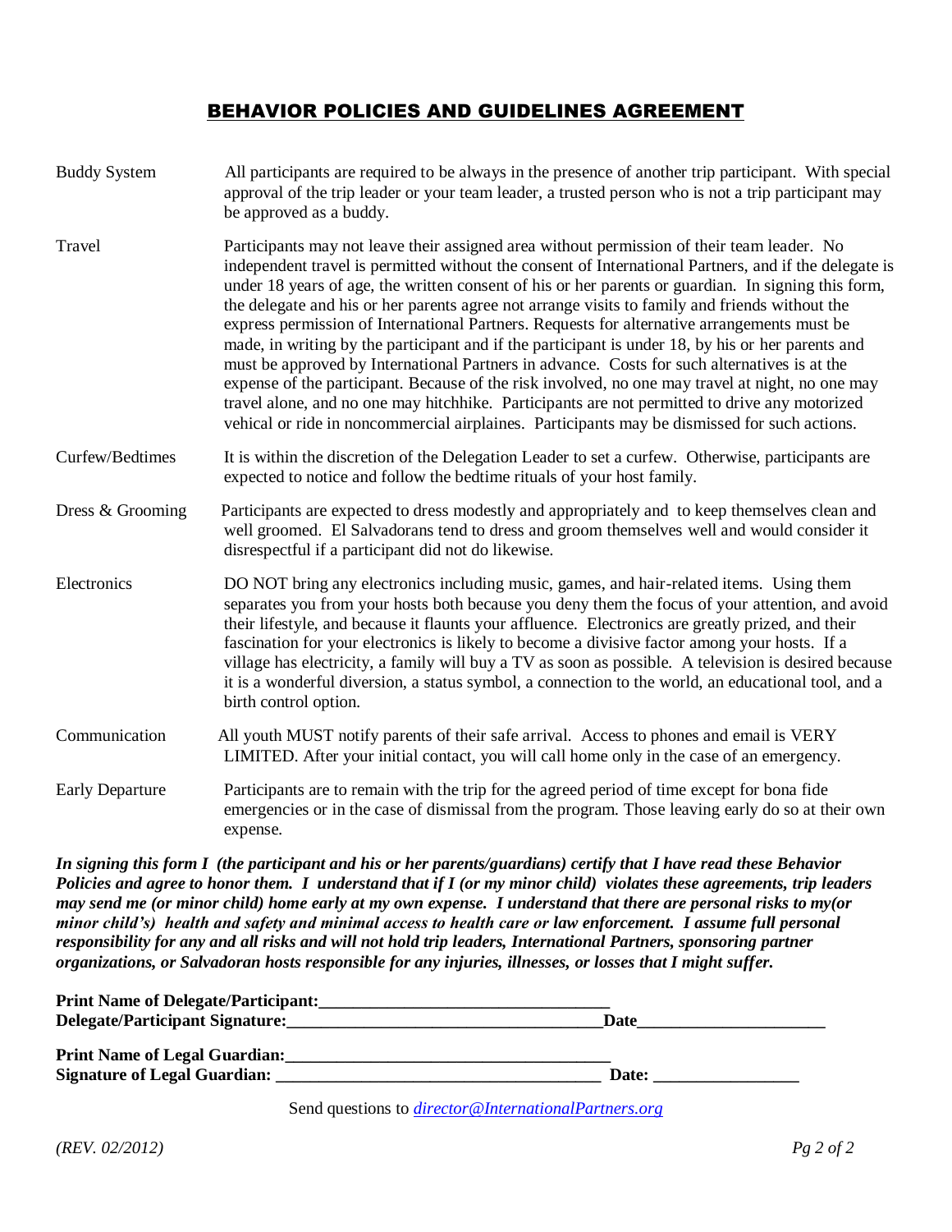# BEHAVIOR POLICIES AND GUIDELINES AGREEMENT

| | |
|---|---|
| Buddy System | All participants are required to be always in the presence of another trip participant. With special approval of the trip leader or your team leader, a trusted person who is not a trip participant may be approved as a buddy. |
| Travel | Participants may not leave their assigned area without permission of their team leader. No independent travel is permitted without the consent of International Partners, and if the delegate is under 18 years of age, the written consent of his or her parents or guardian. In signing this form, the delegate and his or her parents agree not arrange visits to family and friends without the express permission of International Partners. Requests for alternative arrangements must be made, in writing by the participant and if the participant is under 18, by his or her parents and must be approved by International Partners in advance. Costs for such alternatives is at the expense of the participant. Because of the risk involved, no one may travel at night, no one may travel alone, and no one may hitchhike. Participants are not permitted to drive any motorized vehical or ride in noncommercial airplaines. Participants may be dismissed for such actions. |
| Curfew/Bedtimes | It is within the discretion of the Delegation Leader to set a curfew. Otherwise, participants are expected to notice and follow the bedtime rituals of your host family. |
| Dress & Grooming | Participants are expected to dress modestly and appropriately and to keep themselves clean and well groomed. El Salvadorans tend to dress and groom themselves well and would consider it disrespectful if a participant did not do likewise. |
| Electronics | DO NOT bring any electronics including music, games, and hair-related items. Using them separates you from your hosts both because you deny them the focus of your attention, and avoid their lifestyle, and because it flaunts your affluence. Electronics are greatly prized, and their fascination for your electronics is likely to become a divisive factor among your hosts. If a village has electricity, a family will buy a TV as soon as possible. A television is desired because it is a wonderful diversion, a status symbol, a connection to the world, an educational tool, and a birth control option. |
| Communication | All youth MUST notify parents of their safe arrival. Access to phones and email is VERY LIMITED. After your initial contact, you will call home only in the case of an emergency. |
| Early Departure | Participants are to remain with the trip for the agreed period of time except for bona fide emergencies or in the case of dismissal from the program. Those leaving early do so at their own expense. |

***In signing this form I (the participant and his or her parents/guardians) certify that I have read these Behavior Policies and agree to honor them. I understand that if I (or my minor child) violates these agreements, trip leaders may send me (or minor child) home early at my own expense. I understand that there are personal risks to my(or minor child's) health and safety and minimal access to health care or law enforcement. I assume full personal responsibility for any and all risks and will not hold trip leaders, International Partners, sponsoring partner organizations, or Salvadoran hosts responsible for any injuries, illnesses, or losses that I might suffer.***

**Print Name of Delegate/Participant:**___________________________________
**Delegate/Participant Signature:**_____________________________________**Date**______________________

**Print Name of Legal Guardian:**_______________________________________
**Signature of Legal Guardian:** _______________________________________ **Date:** _________________

Send questions to *director@InternationalPartners.org*

*(REV. 02/2012)*